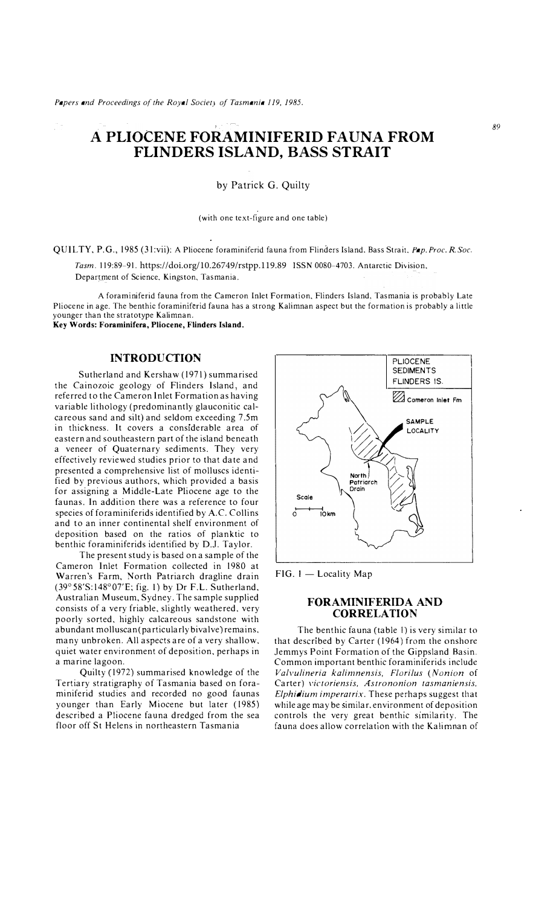# A PLIOCENE FORAMINIFERID FAUNA FROM FLINDERS ISLAND, BASS STRAIT

by Patrick G. Quilty

(with one text-figure and one table)

QUILTY, P.G., 1985 (31:vii): A Pliocene foraminiferid fauna from Flinders Island, Bass Strait. *Pap. Proc. R. Soc. Tasm.* 119:89–91. https://doi.org/10.26749/rstpp.119.89 ISSN 0080-4703. Antarctic Division, Department of Science, Kingston, Tasmania.

A foraminiferid fauna from the Cameron Inlet Formation, Flinders Island, Tasmania is probably Late Pliocene in age. The benthic foraminiferid fauna has a strong Kalimnan aspect but the formation is probably a little younger than the stratotype Kalimnan.

**Key Words: Foraminifera, Pliocene, Flinders Island.**

## INTRODUCTION

Sutherland and Kershaw (1971) summarised the Cainozoic geology of Flinders Island, and referred to the Cameron Inlet Formation as having variable lithology (predominantly glauconitic calcareous sand and silt) and seldom exceeding 7.5m in thickness. It covers a considerable area of eastern and southeastern part of the island beneath a veneer of Quaternary sediments. They very effectively reviewed studies prior to that date and presented a comprehensive list of molluscs identified by previous authors, which provided a basis for assigning a Middle-Late Pliocene age to the faunas. In addition there was a reference to four species of foraminiferids identified by A.C. Collins and to an inner continental shelf environment of deposition based on the ratios of planktic to benthic foraminiferids identified by D.J. Taylor.

The present study is based on a sample of the Cameron Inlet Formation collected in 1980 at Warren's Farm, North Patriarch dragline drain (39°58'S:148°07'E; fig. 1) by Dr F.L. Sutherland, Australian Museum, Sydney. The sample supplied consists of a very friable, slightly weathered, very poorly sorted, highly calcareous sandstone with abundant molluscan (particularly bivalve) remains, many unbroken. All aspects are of a very shallow, quiet water environment of deposition, perhaps in a marine lagoon.

Quilty (1972) summarised knowledge of the Tertiary stratigraphy of Tasmania based on foraminiferid studies and recorded no good faunas younger than Early Miocene but later (1985) described a Pliocene fauna dredged from the sea floor off St Helens in northeastern Tasmania

PLIOCENE SEDIMENTS FLINDERS IS.

Cameron Inlet Fm

SAMPLE LOCALITY

North Patriarch Drain

Scale 0 10km

FIG. 1 — Locality Map

## FORAMINIFERIDA AND CORRELATION

The benthic fauna (table 1) is very similar to that described by Carter (1964) from the onshore Jemmys Point Formation of the Gippsland Basin. Common important benthic foraminiferids include *Valvulineria kalimnensis*, *Florilus* (*Nonion* of Carter) *victoriensis*, *Astrononion tasmaniensis*, *Elphidium imperatrix*. These perhaps suggest that while age may be similar, environment of deposition controls the very great benthic similarity. The fauna does allow correlation with the Kalimnan of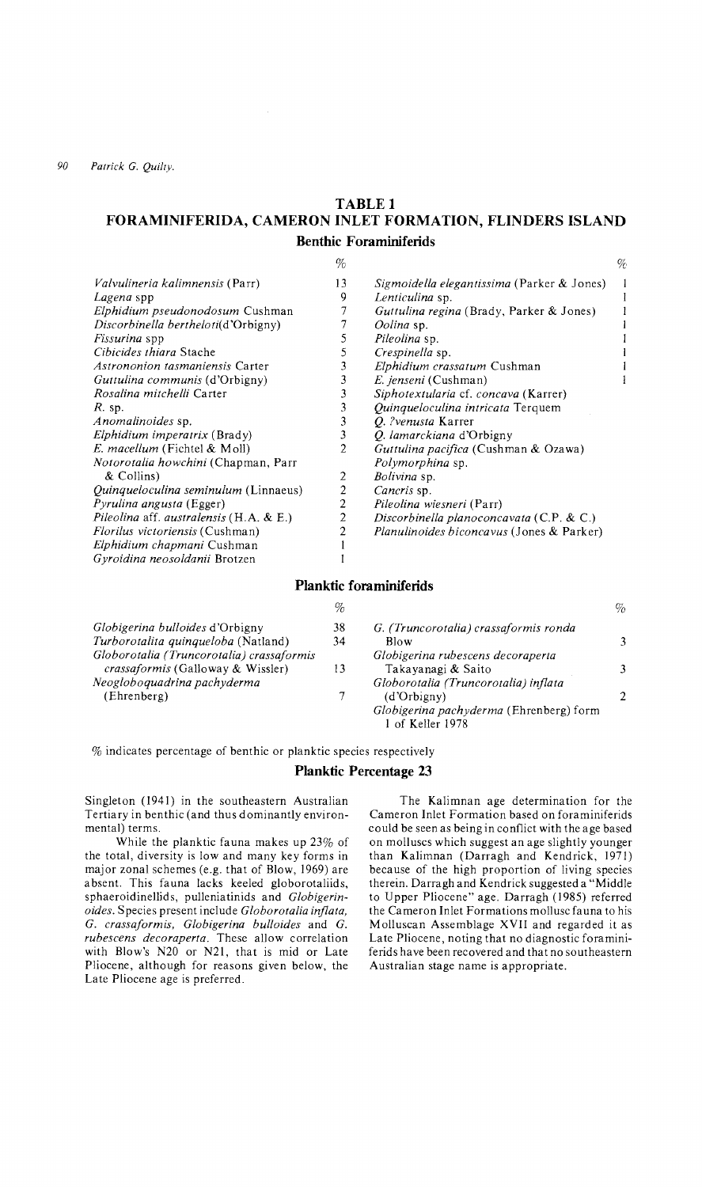## TABLE 1
## FORAMINIFERIDA, CAMERON INLET FORMATION, FLINDERS ISLAND

### Benthic Foraminiferids

| | % | | % |
|---|---|---|---|
| *Valvulineria kalimnensis* (Parr) | 13 | *Sigmoidella elegantissima* (Parker & Jones) | 1 |
| *Lagena* spp | 9 | *Lenticulina* sp. | 1 |
| *Elphidium pseudonodosum* Cushman | 7 | *Guttulina regina* (Brady, Parker & Jones) | 1 |
| *Discorbinella bertheloti*(d'Orbigny) | 7 | *Oolina* sp. | 1 |
| *Fissurina* spp | 5 | *Pileolina* sp. | 1 |
| *Cibicides thiara* Stache | 5 | *Crespinella* sp. | 1 |
| *Astrononion tasmaniensis* Carter | 3 | *Elphidium crassatum* Cushman | 1 |
| *Guttulina communis* (d'Orbigny) | 3 | *E. jenseni* (Cushman) | 1 |
| *Rosalina mitchelli* Carter | 3 | *Siphotextularia* cf. *concava* (Karrer) | |
| *R.* sp. | 3 | *Quinqueloculina intricata* Terquem | |
| *Anomalinoides* sp. | 3 | *Q. ?venusta* Karrer | |
| *Elphidium imperatrix* (Brady) | 3 | *Q. lamarckiana* d'Orbigny | |
| *E. macellum* (Fichtel & Moll) | 2 | *Guttulina pacifica* (Cushman & Ozawa) | |
| *Notorotalia howchini* (Chapman, Parr & Collins) | 2 | *Polymorphina* sp. | |
| *Quinqueloculina seminulum* (Linnaeus) | 2 | *Bolivina* sp. | |
| *Pyrulina angusta* (Egger) | 2 | *Cancris* sp. | |
| *Pileolina* aff. *australensis* (H.A. & E.) | 2 | *Pileolina wiesneri* (Parr) | |
| *Florilus victoriensis* (Cushman) | 2 | *Discorbinella planoconcavata* (C.P. & C.) | |
| *Elphidium chapmani* Cushman | 1 | *Planulinoides biconcavus* (Jones & Parker) | |
| *Gyroidina neosoldanii* Brotzen | 1 | | |

### Planktic foraminiferids

| | % | | % |
|---|---|---|---|
| *Globigerina bulloides* d'Orbigny | 38 | *G. (Truncorotalia) crassaformis ronda* Blow | 3 |
| *Turborotalita quinqueloba* (Natland) | 34 | *Globigerina rubescens decoraperta* Takayanagi & Saito | 3 |
| *Globorotalia (Truncorotalia) crassaformis crassaformis* (Galloway & Wissler) | 13 | *Globorotalia (Truncorotalia) inflata* (d'Orbigny) | 2 |
| *Neogloboquadrina pachyderma* (Ehrenberg) | 7 | *Globigerina pachyderma* (Ehrenberg) form 1 of Keller 1978 | |

% indicates percentage of benthic or planktic species respectively

**Planktic Percentage 23**

Singleton (1941) in the southeastern Australian Tertiary in benthic (and thus dominantly environmental) terms.

While the planktic fauna makes up 23% of the total, diversity is low and many key forms in major zonal schemes (e.g. that of Blow, 1969) are absent. This fauna lacks keeled globorotaliids, sphaeroidinellids, pulleniatinids and *Globigerinoides*. Species present include *Globorotalia inflata, G. crassaformis, Globigerina bulloides* and *G. rubescens decoraperta*. These allow correlation with Blow's N20 or N21, that is mid or Late Pliocene, although for reasons given below, the Late Pliocene age is preferred.

The Kalimnan age determination for the Cameron Inlet Formation based on foraminiferids could be seen as being in conflict with the age based on molluscs which suggest an age slightly younger than Kalimnan (Darragh and Kendrick, 1971) because of the high proportion of living species therein. Darragh and Kendrick suggested a "Middle to Upper Pliocene" age. Darragh (1985) referred the Cameron Inlet Formations mollusc fauna to his Molluscan Assemblage XVII and regarded it as Late Pliocene, noting that no diagnostic foraminiferids have been recovered and that no southeastern Australian stage name is appropriate.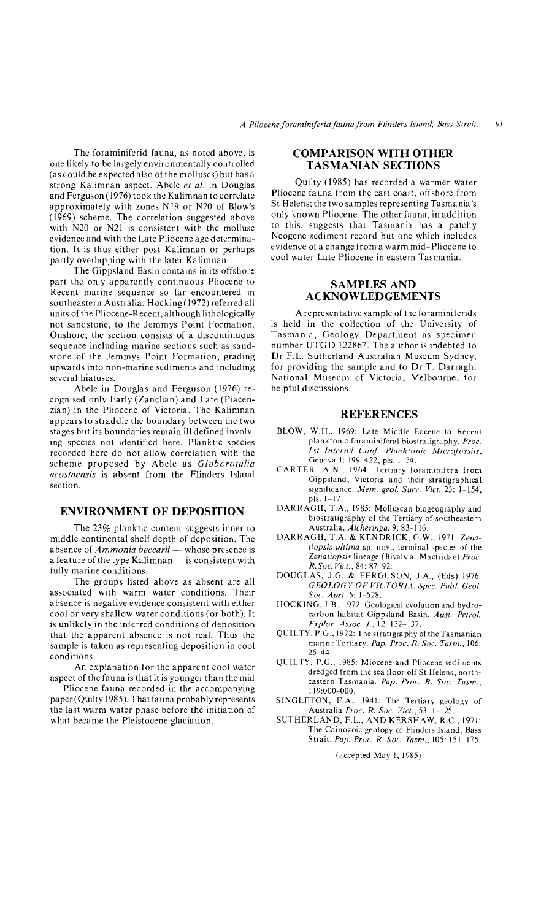The foraminiferid fauna, as noted above, is one likely to be largely environmentally controlled (as could be expected also of the molluscs) but has a strong Kalimnan aspect. Abele *et al.* in Douglas and Ferguson (1976) took the Kalimnan to correlate approximately with zones N19 or N20 of Blow's (1969) scheme. The correlation suggested above with N20 or N21 is consistent with the mollusc evidence and with the Late Pliocene age determination. It is thus either post Kalimnan or perhaps partly overlapping with the later Kalimnan.

The Gippsland Basin contains in its offshore part the only apparently continuous Pliocene to Recent marine sequence so far encountered in southeastern Australia. Hocking (1972) referred all units of the Pliocene-Recent, although lithologically not sandstone, to the Jemmys Point Formation. Onshore, the section consists of a discontinuous sequence including marine sections such as sandstone of the Jemmys Point Formation, grading upwards into non-marine sediments and including several hiatuses.

Abele in Douglas and Ferguson (1976) recognised only Early (Zanclian) and Late (Piacenzian) in the Pliocene of Victoria. The Kalimnan appears to straddle the boundary between the two stages but its boundaries remain ill defined involving species not identified here. Planktic species recorded here do not allow correlation with the scheme proposed by Abele as *Globorotalia acostaensis* is absent from the Flinders Island section.

## ENVIRONMENT OF DEPOSITION

The 23% planktic content suggests inner to middle continental shelf depth of deposition. The absence of *Ammonia beccarii* — whose presence is a feature of the type Kalimnan — is consistent with fully marine conditions.

The groups listed above as absent are all associated with warm water conditions. Their absence is negative evidence consistent with either cool or very shallow water conditions (or both). It is unlikely in the inferred conditions of deposition that the apparent absence is not real. Thus the sample is taken as representing deposition in cool conditions.

An explanation for the apparent cool water aspect of the fauna is that it is younger than the mid — Pliocene fauna recorded in the accompanying paper (Quilty 1985). That fauna probably represents the last warm water phase before the initiation of what became the Pleistocene glaciation.

## COMPARISON WITH OTHER TASMANIAN SECTIONS

Quilty (1985) has recorded a warmer water Pliocene fauna from the east coast, offshore from St Helens; the two samples representing Tasmania's only known Pliocene. The other fauna, in addition to this, suggests that Tasmania has a patchy Neogene sediment record but one which includes evidence of a change from a warm mid-Pliocene to cool water Late Pliocene in eastern Tasmania.

## SAMPLES AND ACKNOWLEDGEMENTS

A representative sample of the foraminiferids is held in the collection of the University of Tasmania, Geology Department as specimen number UTGD 122867. The author is indebted to Dr F.L. Sutherland Australian Museum Sydney, for providing the sample and to Dr T. Darragh, National Museum of Victoria, Melbourne, for helpful discussions.

## REFERENCES

BLOW, W.H., 1969: Late Middle Eocene to Recent planktonic foraminiferal biostratigraphy. *Proc. 1st Intern'l Conf. Planktonic Microfossils*, Geneva 1: 199–422, pls. 1–54.

CARTER, A.N., 1964: Tertiary foraminifera from Gippsland, Victoria and their stratigraphical significance. *Mem. geol. Surv. Vict.* 23: 1–154, pls. 1–17.

DARRAGH, T.A., 1985: Molluscan biogeography and biostratigraphy of the Tertiary of southeastern Australia. *Alcheringa*, 9: 83–116.

DARRAGH, T.A. & KENDRICK, G.W., 1971: *Zenatiopsis ultima* sp. nov., terminal species of the *Zenatiopsis* lineage (Bivalvia: Mactridae) *Proc. R.Soc.Vict.*, 84: 87–92.

DOUGLAS, J.G. & FERGUSON, J.A., (Eds) 1976: *GEOLOGY OF VICTORIA*. *Spec. Publ. Geol. Soc. Aust.* 5: 1–528.

HOCKING, J.B., 1972: Geological evolution and hydrocarbon habitat Gippsland Basin. *Aust. Petrol. Explor. Assoc. J.*, 12: 132–137.

QUILTY, P.G., 1972: The stratigraphy of the Tasmanian marine Tertiary. *Pap. Proc. R. Soc. Tasm.*, 106: 25–44.

QUILTY, P.G., 1985: Miocene and Pliocene sediments dredged from the sea floor off St Helens, northeastern Tasmania. *Pap. Proc. R. Soc. Tasm.*, 119:000–000.

SINGLETON, F.A., 1941: The Tertiary geology of Australia *Proc. R. Soc. Vict.*, 53: 1–125.

SUTHERLAND, F.L., AND KERSHAW, R.C., 1971: The Cainozoic geology of Flinders Island, Bass Strait. *Pap. Proc. R. Soc. Tasm.*, 105: 151–175.

(accepted May 1, 1985)